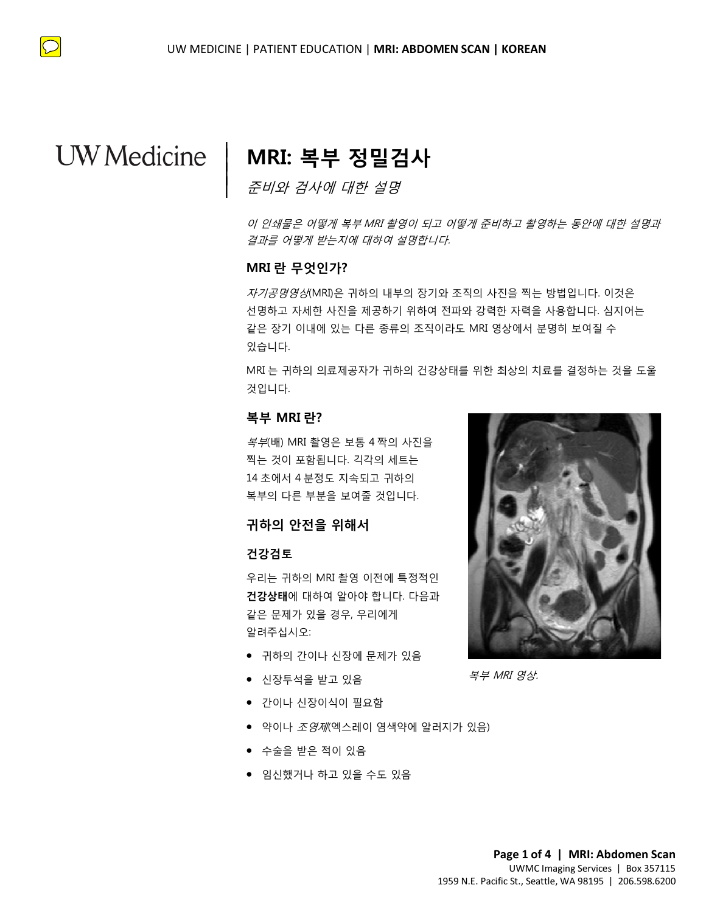UW Medicine

# MRI: 복부 정밀검사

*준비와 검사에 대한 설명*

*이 인쇄물은 어떻게 복부 MRI 촬영이 되고 어떻게 준비하고 촬영하는 동안에 대한 설명과 결과를 어떻게 받는지에 대하여 설명합니다.*

## MRI 란 무엇인가?

*자기공명영상*(MRI)은 귀하의 내부의 장기와 조직의 사진을 찍는 방법입니다. 이것은 선명하고 자세한 사진을 제공하기 위하여 전파와 강력한 자력을 사용합니다. 심지어는 같은 장기 이내에 있는 다른 종류의 조직이라도 MRI 영상에서 분명히 보여질 수 있습니다.

MRI 는 귀하의 의료제공자가 귀하의 건강상태를 위한 최상의 치료를 결정하는 것을 도울 것입니다.

## 복부 MRI 란?

*복부*(배) MRI 촬영은 보통 4 짝의 사진을 찍는 것이 포함됩니다. 각각의 세트는 14 초에서 4 분정도 지속되고 귀하의 복부의 다른 부분을 보여줄 것입니다.

*복부 MRI 영상.*

## 귀하의 안전을 위해서

### 건강검토

우리는 귀하의 MRI 촬영 이전에 특정적인 **건강상태**에 대하여 알아야 합니다. 다음과 같은 문제가 있을 경우, 우리에게 알려주십시오:

- 귀하의 간이나 신장에 문제가 있음
- 신장투석을 받고 있음
- 간이나 신장이식이 필요함
- 약이나 *조영제*(엑스레이 염색약에 알러지가 있음)
- 수술을 받은 적이 있음
- 임신했거나 하고 있을 수도 있음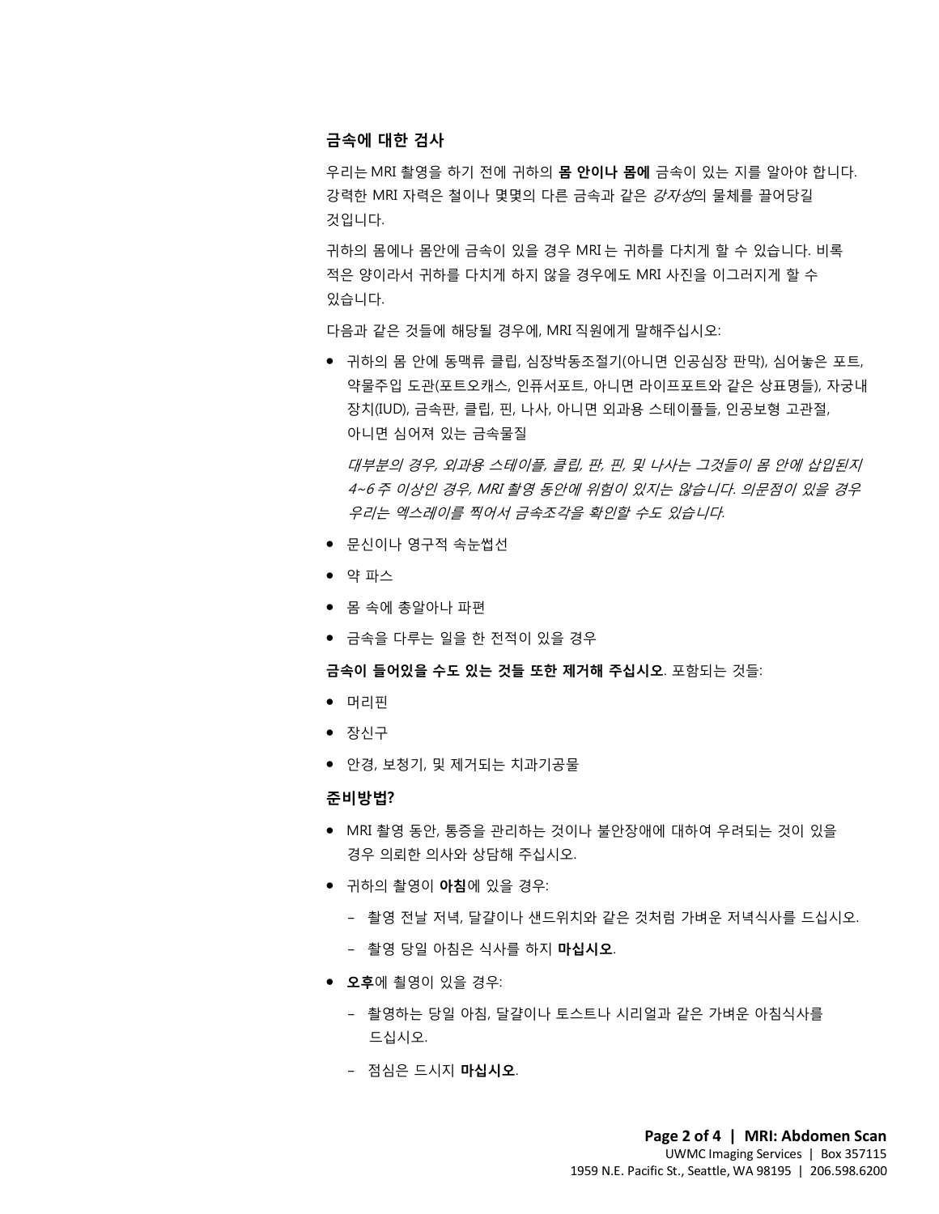## 금속에 대한 검사

우리는 MRI 촬영을 하기 전에 귀하의 **몸 안이나 몸에** 금속이 있는 지를 알아야 합니다. 강력한 MRI 자력은 철이나 몇몇의 다른 금속과 같은 *강자성*의 물체를 끌어당길 것입니다.

귀하의 몸에나 몸안에 금속이 있을 경우 MRI 는 귀하를 다치게 할 수 있습니다. 비록 적은 양이라서 귀하를 다치게 하지 않을 경우에도 MRI 사진을 이그러지게 할 수 있습니다.

다음과 같은 것들에 해당될 경우에, MRI 직원에게 말해주십시오:

- 귀하의 몸 안에 동맥류 클립, 심장박동조절기(아니면 인공심장 판막), 심어놓은 포트, 약물주입 도관(포트오캐스, 인퓨서포트, 아니면 라이프포트와 같은 상표명들), 자궁내 장치(IUD), 금속판, 클립, 핀, 나사, 아니면 외과용 스테이플들, 인공보형 고관절, 아니면 심어져 있는 금속물질

  *대부분의 경우, 외과용 스테이플, 클립, 판, 핀, 및 나사는 그것들이 몸 안에 삽입된지 4~6 주 이상인 경우, MRI 촬영 동안에 위험이 있지는 않습니다. 의문점이 있을 경우 우리는 엑스레이를 찍어서 금속조각을 확인할 수도 있습니다.*

- 문신이나 영구적 속눈썹선
- 약 파스
- 몸 속에 총알이나 파편
- 금속을 다루는 일을 한 전적이 있을 경우

**금속이 들어있을 수도 있는 것들 또한 제거해 주십시오**. 포함되는 것들:

- 머리핀
- 장신구
- 안경, 보청기, 및 제거되는 치과기공물

## 준비방법?

- MRI 촬영 동안, 통증을 관리하는 것이나 불안장애에 대하여 우려되는 것이 있을 경우 의뢰한 의사와 상담해 주십시오.
- 귀하의 촬영이 **아침**에 있을 경우:
  - 촬영 전날 저녁, 달걀이나 샌드위치와 같은 것처럼 가벼운 저녁식사를 드십시오.
  - 촬영 당일 아침은 식사를 하지 **마십시오**.
- **오후**에 촬영이 있을 경우:
  - 촬영하는 당일 아침, 달걀이나 토스트나 시리얼과 같은 가벼운 아침식사를 드십시오.
  - 점심은 드시지 **마십시오**.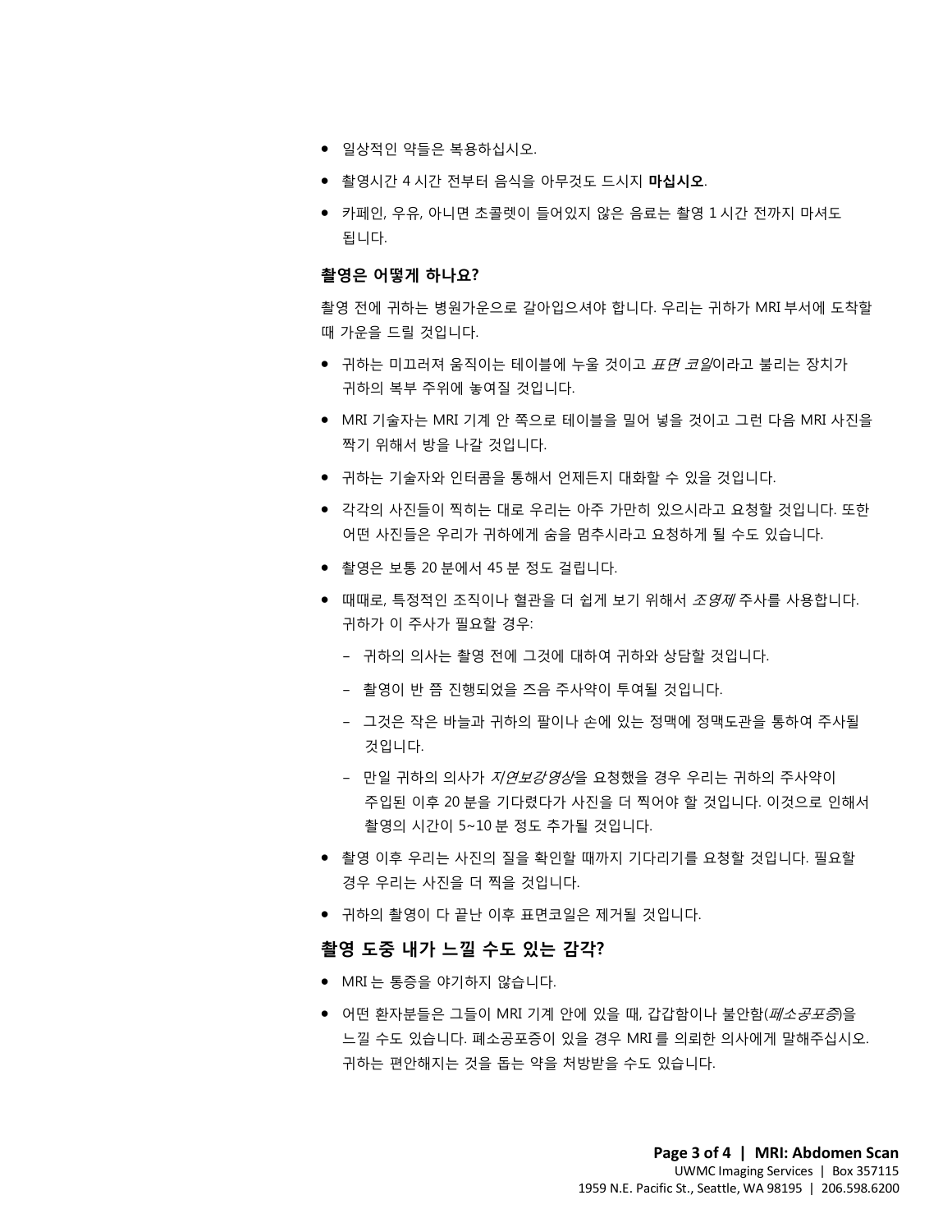- 일상적인 약들은 복용하십시오.
- 촬영시간 4 시간 전부터 음식을 아무것도 드시지 **마십시오**.
- 카페인, 우유, 아니면 초콜렛이 들어있지 않은 음료는 촬영 1 시간 전까지 마셔도 됩니다.

### 촬영은 어떻게 하나요?

촬영 전에 귀하는 병원가운으로 갈아입으셔야 합니다. 우리는 귀하가 MRI 부서에 도착할 때 가운을 드릴 것입니다.

- 귀하는 미끄러져 움직이는 테이블에 누울 것이고 *표면 코일*이라고 불리는 장치가 귀하의 복부 주위에 놓여질 것입니다.
- MRI 기술자는 MRI 기계 안 쪽으로 테이블을 밀어 넣을 것이고 그런 다음 MRI 사진을 찍기 위해서 방을 나갈 것입니다.
- 귀하는 기술자와 인터콤을 통해서 언제든지 대화할 수 있을 것입니다.
- 각각의 사진들이 찍히는 대로 우리는 아주 가만히 있으시라고 요청할 것입니다. 또한 어떤 사진들은 우리가 귀하에게 숨을 멈추시라고 요청하게 될 수도 있습니다.
- 촬영은 보통 20 분에서 45 분 정도 걸립니다.
- 때때로, 특정적인 조직이나 혈관을 더 쉽게 보기 위해서 *조영제* 주사를 사용합니다. 귀하가 이 주사가 필요할 경우:
  - 귀하의 의사는 촬영 전에 그것에 대하여 귀하와 상담할 것입니다.
  - 촬영이 반 쯤 진행되었을 즈음 주사약이 투여될 것입니다.
  - 그것은 작은 바늘과 귀하의 팔이나 손에 있는 정맥에 정맥도관을 통하여 주사될 것입니다.
  - 만일 귀하의 의사가 *지연보강영상*을 요청했을 경우 우리는 귀하의 주사약이 주입된 이후 20 분을 기다렸다가 사진을 더 찍어야 할 것입니다. 이것으로 인해서 촬영의 시간이 5~10 분 정도 추가될 것입니다.
- 촬영 이후 우리는 사진의 질을 확인할 때까지 기다리기를 요청할 것입니다. 필요할 경우 우리는 사진을 더 찍을 것입니다.
- 귀하의 촬영이 다 끝난 이후 표면코일은 제거될 것입니다.

### 촬영 도중 내가 느낄 수도 있는 감각?

- MRI 는 통증을 야기하지 않습니다.
- 어떤 환자분들은 그들이 MRI 기계 안에 있을 때, 갑갑함이나 불안함(*폐소공포증*)을 느낄 수도 있습니다. 폐소공포증이 있을 경우 MRI 를 의뢰한 의사에게 말해주십시오. 귀하는 편안해지는 것을 돕는 약을 처방받을 수도 있습니다.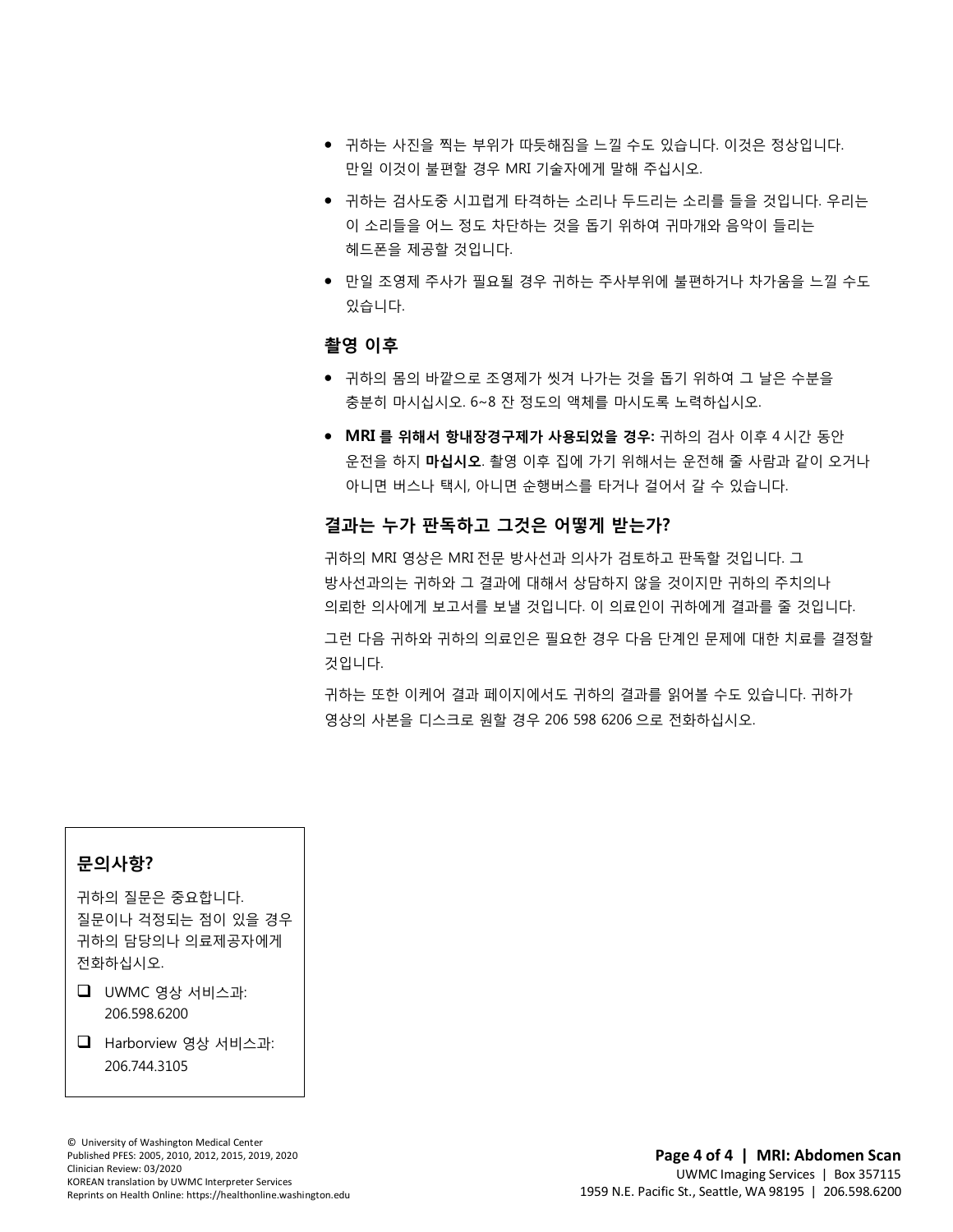- 귀하는 사진을 찍는 부위가 따듯해짐을 느낄 수도 있습니다. 이것은 정상입니다. 만일 이것이 불편할 경우 MRI 기술자에게 말해 주십시오.
- 귀하는 검사도중 시끄럽게 타격하는 소리나 두드리는 소리를 들을 것입니다. 우리는 이 소리들을 어느 정도 차단하는 것을 돕기 위하여 귀마개와 음악이 들리는 헤드폰을 제공할 것입니다.
- 만일 조영제 주사가 필요될 경우 귀하는 주사부위에 불편하거나 차가움을 느낄 수도 있습니다.

### 촬영 이후

- 귀하의 몸의 바깥으로 조영제가 씻겨 나가는 것을 돕기 위하여 그 날은 수분을 충분히 마시십시오. 6~8 잔 정도의 액체를 마시도록 노력하십시오.
- **MRI 를 위해서 항내장경구제가 사용되었을 경우:** 귀하의 검사 이후 4 시간 동안 운전을 하지 **마십시오**. 촬영 이후 집에 가기 위해서는 운전해 줄 사람과 같이 오거나 아니면 버스나 택시, 아니면 순행버스를 타거나 걸어서 갈 수 있습니다.

### 결과는 누가 판독하고 그것은 어떻게 받는가?

귀하의 MRI 영상은 MRI 전문 방사선과 의사가 검토하고 판독할 것입니다. 그 방사선과의는 귀하와 그 결과에 대해서 상담하지 않을 것이지만 귀하의 주치의나 의뢰한 의사에게 보고서를 보낼 것입니다. 이 의료인이 귀하에게 결과를 줄 것입니다.

그런 다음 귀하와 귀하의 의료인은 필요한 경우 다음 단계인 문제에 대한 치료를 결정할 것입니다.

귀하는 또한 이케어 결과 페이지에서도 귀하의 결과를 읽어볼 수도 있습니다. 귀하가 영상의 사본을 디스크로 원할 경우 206 598 6206 으로 전화하십시오.

### 문의사항?

귀하의 질문은 중요합니다. 질문이나 걱정되는 점이 있을 경우 귀하의 담당의나 의료제공자에게 전화하십시오.

- ☐ UWMC 영상 서비스과: 206.598.6200
- ☐ Harborview 영상 서비스과: 206.744.3105

© University of Washington Medical Center
Published PFES: 2005, 2010, 2012, 2015, 2019, 2020
Clinician Review: 03/2020
KOREAN translation by UWMC Interpreter Services
Reprints on Health Online: https://healthonline.washington.edu

**MRI: Abdomen Scan**
UWMC Imaging Services | Box 357115
1959 N.E. Pacific St., Seattle, WA 98195 | 206.598.6200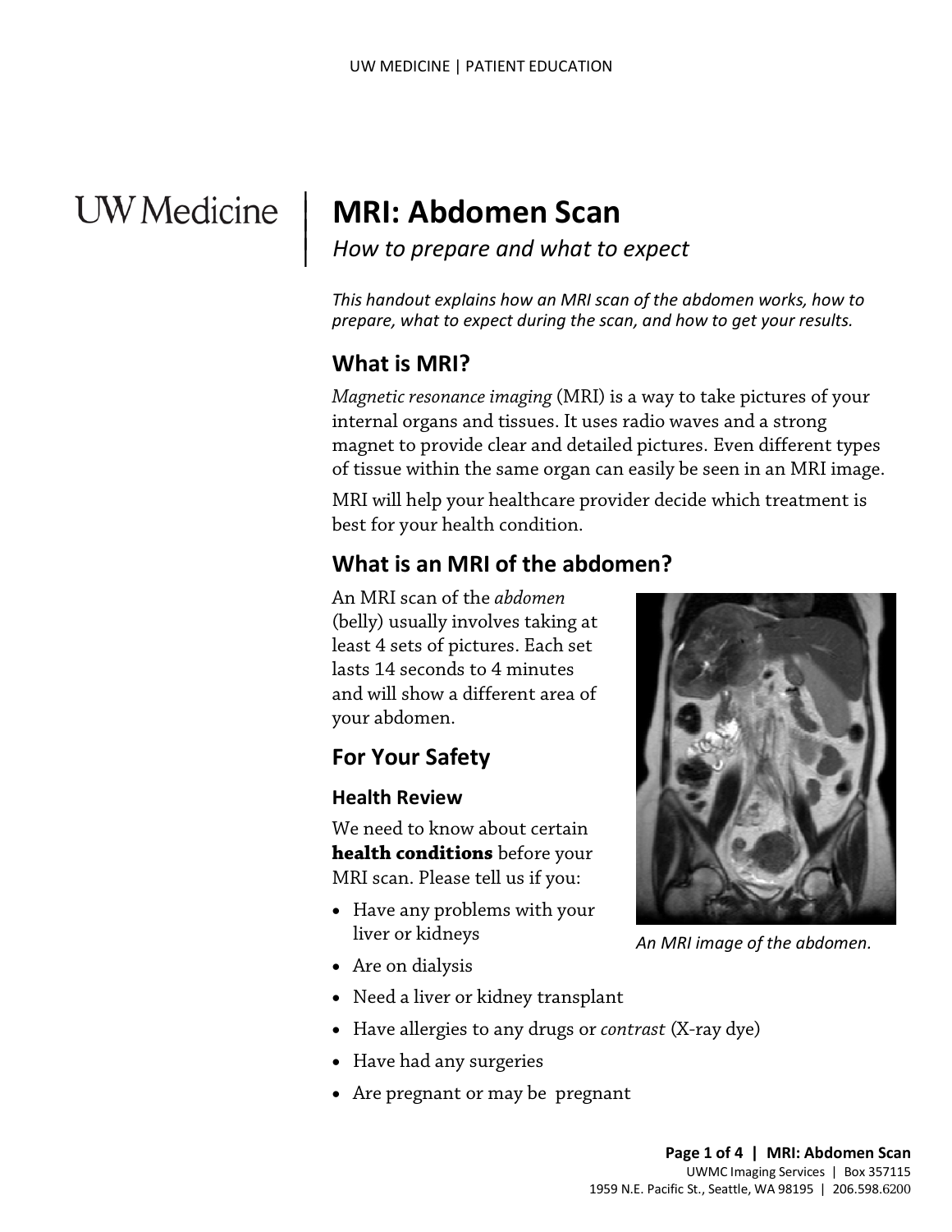# MRI: Abdomen Scan

*How to prepare and what to expect*

*This handout explains how an MRI scan of the abdomen works, how to prepare, what to expect during the scan, and how to get your results.*

## What is MRI?

*Magnetic resonance imaging* (MRI) is a way to take pictures of your internal organs and tissues. It uses radio waves and a strong magnet to provide clear and detailed pictures. Even different types of tissue within the same organ can easily be seen in an MRI image.

MRI will help your healthcare provider decide which treatment is best for your health condition.

## What is an MRI of the abdomen?

An MRI scan of the *abdomen* (belly) usually involves taking at least 4 sets of pictures. Each set lasts 14 seconds to 4 minutes and will show a different area of your abdomen.

*An MRI image of the abdomen.*

## For Your Safety

### Health Review

We need to know about certain **health conditions** before your MRI scan. Please tell us if you:

- Have any problems with your liver or kidneys
- Are on dialysis
- Need a liver or kidney transplant
- Have allergies to any drugs or *contrast* (X-ray dye)
- Have had any surgeries
- Are pregnant or may be pregnant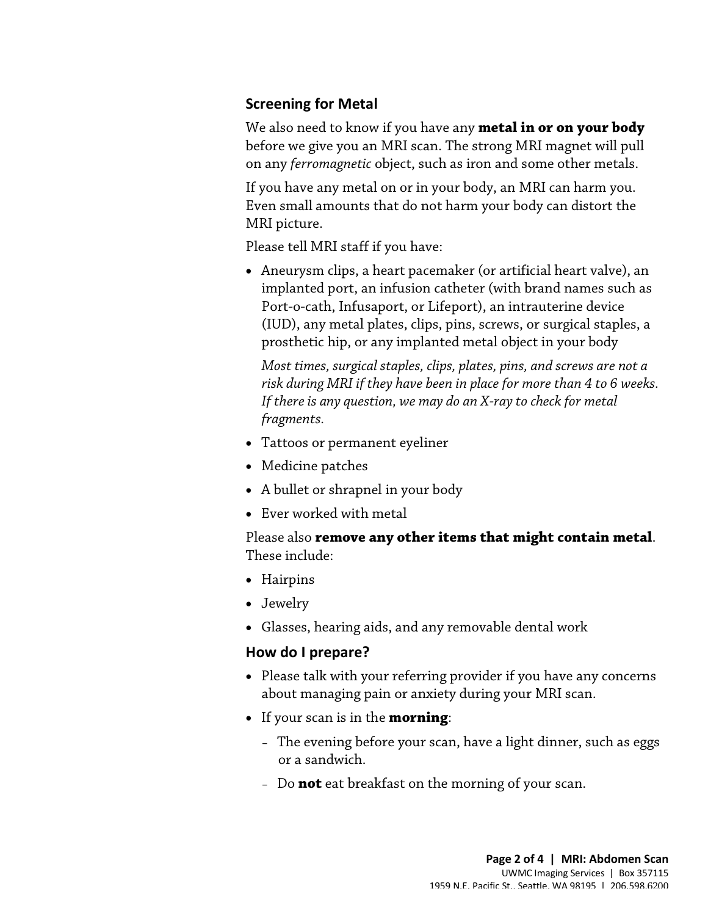## Screening for Metal

We also need to know if you have any **metal in or on your body** before we give you an MRI scan. The strong MRI magnet will pull on any *ferromagnetic* object, such as iron and some other metals.

If you have any metal on or in your body, an MRI can harm you. Even small amounts that do not harm your body can distort the MRI picture.

Please tell MRI staff if you have:

- Aneurysm clips, a heart pacemaker (or artificial heart valve), an implanted port, an infusion catheter (with brand names such as Port-o-cath, Infusaport, or Lifeport), an intrauterine device (IUD), any metal plates, clips, pins, screws, or surgical staples, a prosthetic hip, or any implanted metal object in your body

  *Most times, surgical staples, clips, plates, pins, and screws are not a risk during MRI if they have been in place for more than 4 to 6 weeks. If there is any question, we may do an X-ray to check for metal fragments.*

- Tattoos or permanent eyeliner
- Medicine patches
- A bullet or shrapnel in your body
- Ever worked with metal

Please also **remove any other items that might contain metal**. These include:

- Hairpins
- Jewelry
- Glasses, hearing aids, and any removable dental work

## How do I prepare?

- Please talk with your referring provider if you have any concerns about managing pain or anxiety during your MRI scan.
- If your scan is in the **morning**:
  - The evening before your scan, have a light dinner, such as eggs or a sandwich.
  - Do **not** eat breakfast on the morning of your scan.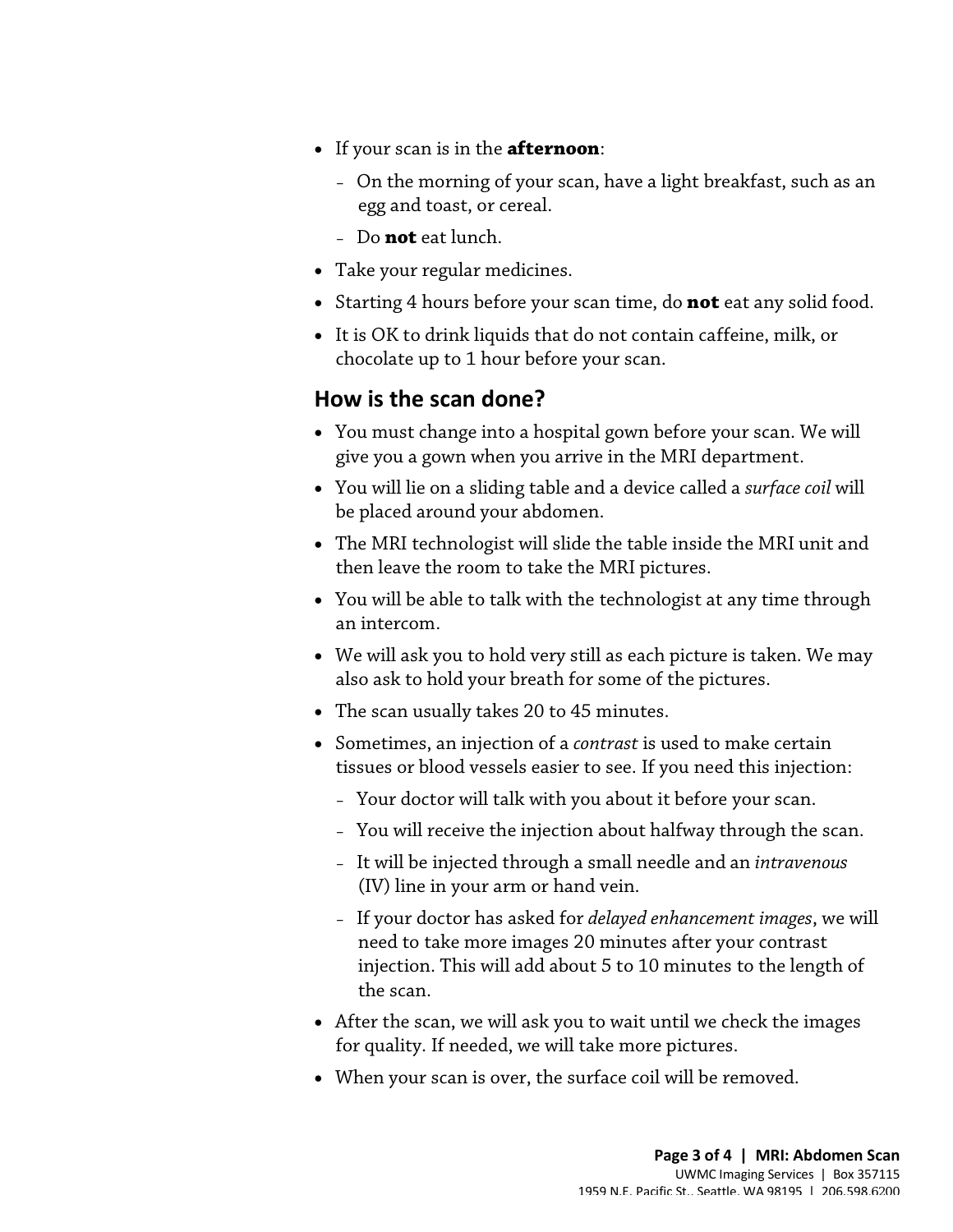- If your scan is in the **afternoon**:
  - On the morning of your scan, have a light breakfast, such as an egg and toast, or cereal.
  - Do **not** eat lunch.
- Take your regular medicines.
- Starting 4 hours before your scan time, do **not** eat any solid food.
- It is OK to drink liquids that do not contain caffeine, milk, or chocolate up to 1 hour before your scan.

## How is the scan done?

- You must change into a hospital gown before your scan. We will give you a gown when you arrive in the MRI department.
- You will lie on a sliding table and a device called a *surface coil* will be placed around your abdomen.
- The MRI technologist will slide the table inside the MRI unit and then leave the room to take the MRI pictures.
- You will be able to talk with the technologist at any time through an intercom.
- We will ask you to hold very still as each picture is taken. We may also ask to hold your breath for some of the pictures.
- The scan usually takes 20 to 45 minutes.
- Sometimes, an injection of a *contrast* is used to make certain tissues or blood vessels easier to see. If you need this injection:
  - Your doctor will talk with you about it before your scan.
  - You will receive the injection about halfway through the scan.
  - It will be injected through a small needle and an *intravenous* (IV) line in your arm or hand vein.
  - If your doctor has asked for *delayed enhancement images*, we will need to take more images 20 minutes after your contrast injection. This will add about 5 to 10 minutes to the length of the scan.
- After the scan, we will ask you to wait until we check the images for quality. If needed, we will take more pictures.
- When your scan is over, the surface coil will be removed.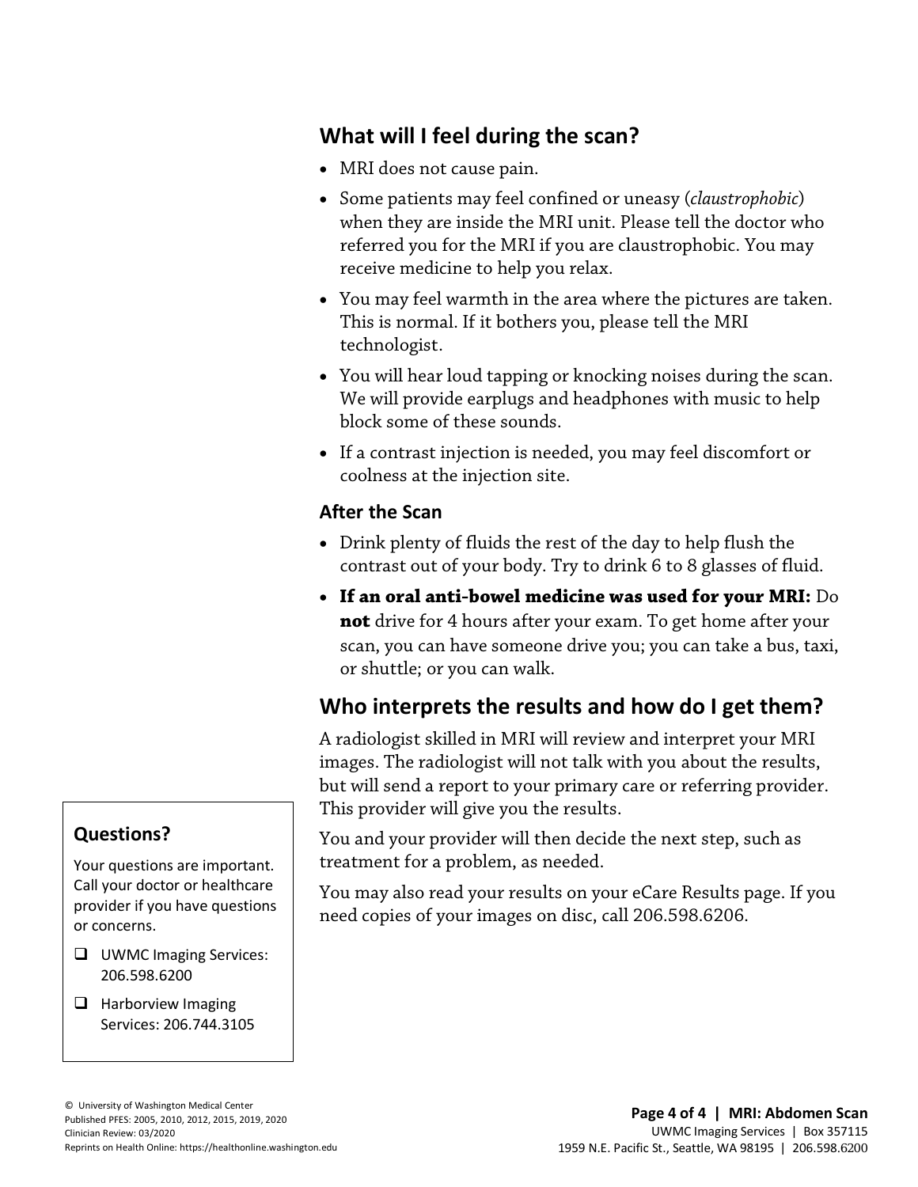## What will I feel during the scan?

- MRI does not cause pain.
- Some patients may feel confined or uneasy (*claustrophobic*) when they are inside the MRI unit. Please tell the doctor who referred you for the MRI if you are claustrophobic. You may receive medicine to help you relax.
- You may feel warmth in the area where the pictures are taken. This is normal. If it bothers you, please tell the MRI technologist.
- You will hear loud tapping or knocking noises during the scan. We will provide earplugs and headphones with music to help block some of these sounds.
- If a contrast injection is needed, you may feel discomfort or coolness at the injection site.

### After the Scan

- Drink plenty of fluids the rest of the day to help flush the contrast out of your body. Try to drink 6 to 8 glasses of fluid.
- **If an oral anti-bowel medicine was used for your MRI:** Do **not** drive for 4 hours after your exam. To get home after your scan, you can have someone drive you; you can take a bus, taxi, or shuttle; or you can walk.

## Who interprets the results and how do I get them?

A radiologist skilled in MRI will review and interpret your MRI images. The radiologist will not talk with you about the results, but will send a report to your primary care or referring provider. This provider will give you the results.

You and your provider will then decide the next step, such as treatment for a problem, as needed.

You may also read your results on your eCare Results page. If you need copies of your images on disc, call 206.598.6206.

### Questions?

Your questions are important. Call your doctor or healthcare provider if you have questions or concerns.

- ❑ UWMC Imaging Services: 206.598.6200
- ❑ Harborview Imaging Services: 206.744.3105

© University of Washington Medical Center
Published PFES: 2005, 2010, 2012, 2015, 2019, 2020
Clinician Review: 03/2020
Reprints on Health Online: https://healthonline.washington.edu

UWMC Imaging Services | Box 357115
1959 N.E. Pacific St., Seattle, WA 98195 | 206.598.6200